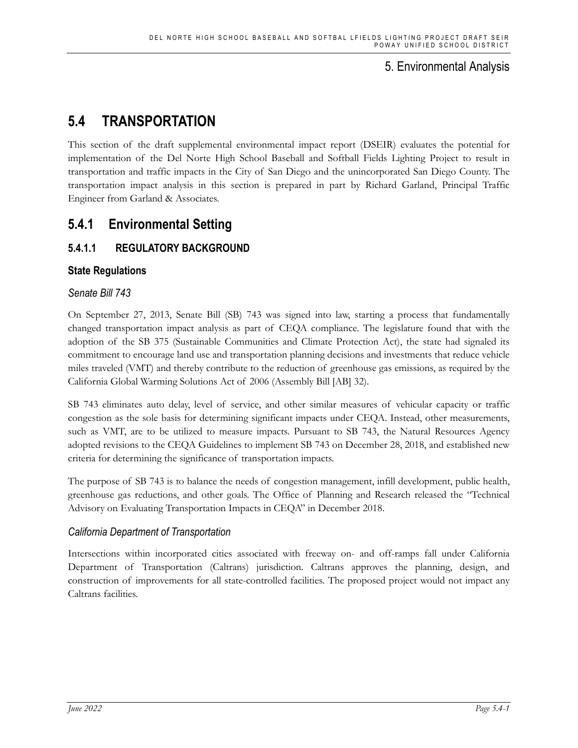# 5. Environmental Analysis

# 5.4 TRANSPORTATION

This section of the draft supplemental environmental impact report (DSEIR) evaluates the potential for implementation of the Del Norte High School Baseball and Softball Fields Lighting Project to result in transportation and traffic impacts in the City of San Diego and the unincorporated San Diego County. The transportation impact analysis in this section is prepared in part by Richard Garland, Principal Traffic Engineer from Garland & Associates.

## 5.4.1 Environmental Setting

### 5.4.1.1 REGULATORY BACKGROUND

#### State Regulations

*Senate Bill 743*

On September 27, 2013, Senate Bill (SB) 743 was signed into law, starting a process that fundamentally changed transportation impact analysis as part of CEQA compliance. The legislature found that with the adoption of the SB 375 (Sustainable Communities and Climate Protection Act), the state had signaled its commitment to encourage land use and transportation planning decisions and investments that reduce vehicle miles traveled (VMT) and thereby contribute to the reduction of greenhouse gas emissions, as required by the California Global Warming Solutions Act of 2006 (Assembly Bill [AB] 32).

SB 743 eliminates auto delay, level of service, and other similar measures of vehicular capacity or traffic congestion as the sole basis for determining significant impacts under CEQA. Instead, other measurements, such as VMT, are to be utilized to measure impacts. Pursuant to SB 743, the Natural Resources Agency adopted revisions to the CEQA Guidelines to implement SB 743 on December 28, 2018, and established new criteria for determining the significance of transportation impacts.

The purpose of SB 743 is to balance the needs of congestion management, infill development, public health, greenhouse gas reductions, and other goals. The Office of Planning and Research released the "Technical Advisory on Evaluating Transportation Impacts in CEQA" in December 2018.

*California Department of Transportation*

Intersections within incorporated cities associated with freeway on- and off-ramps fall under California Department of Transportation (Caltrans) jurisdiction. Caltrans approves the planning, design, and construction of improvements for all state-controlled facilities. The proposed project would not impact any Caltrans facilities.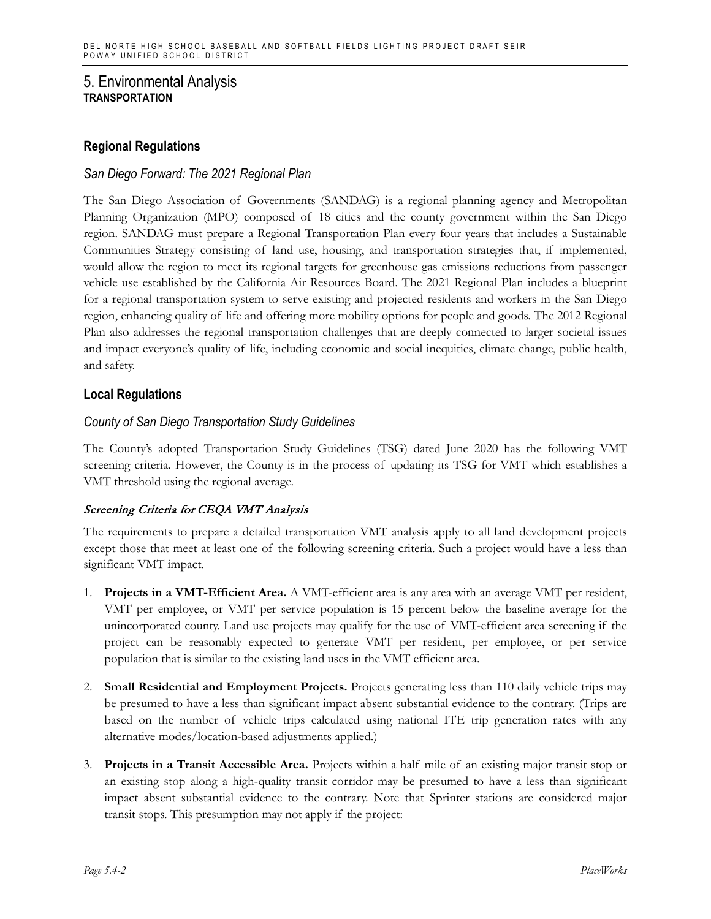# 5. Environmental Analysis
## TRANSPORTATION

### Regional Regulations

#### *San Diego Forward: The 2021 Regional Plan*

The San Diego Association of Governments (SANDAG) is a regional planning agency and Metropolitan Planning Organization (MPO) composed of 18 cities and the county government within the San Diego region. SANDAG must prepare a Regional Transportation Plan every four years that includes a Sustainable Communities Strategy consisting of land use, housing, and transportation strategies that, if implemented, would allow the region to meet its regional targets for greenhouse gas emissions reductions from passenger vehicle use established by the California Air Resources Board. The 2021 Regional Plan includes a blueprint for a regional transportation system to serve existing and projected residents and workers in the San Diego region, enhancing quality of life and offering more mobility options for people and goods. The 2012 Regional Plan also addresses the regional transportation challenges that are deeply connected to larger societal issues and impact everyone's quality of life, including economic and social inequities, climate change, public health, and safety.

### Local Regulations

#### *County of San Diego Transportation Study Guidelines*

The County's adopted Transportation Study Guidelines (TSG) dated June 2020 has the following VMT screening criteria. However, the County is in the process of updating its TSG for VMT which establishes a VMT threshold using the regional average.

##### *Screening Criteria for CEQA VMT Analysis*

The requirements to prepare a detailed transportation VMT analysis apply to all land development projects except those that meet at least one of the following screening criteria. Such a project would have a less than significant VMT impact.

1. **Projects in a VMT-Efficient Area.** A VMT-efficient area is any area with an average VMT per resident, VMT per employee, or VMT per service population is 15 percent below the baseline average for the unincorporated county. Land use projects may qualify for the use of VMT-efficient area screening if the project can be reasonably expected to generate VMT per resident, per employee, or per service population that is similar to the existing land uses in the VMT efficient area.

2. **Small Residential and Employment Projects.** Projects generating less than 110 daily vehicle trips may be presumed to have a less than significant impact absent substantial evidence to the contrary. (Trips are based on the number of vehicle trips calculated using national ITE trip generation rates with any alternative modes/location-based adjustments applied.)

3. **Projects in a Transit Accessible Area.** Projects within a half mile of an existing major transit stop or an existing stop along a high-quality transit corridor may be presumed to have a less than significant impact absent substantial evidence to the contrary. Note that Sprinter stations are considered major transit stops. This presumption may not apply if the project: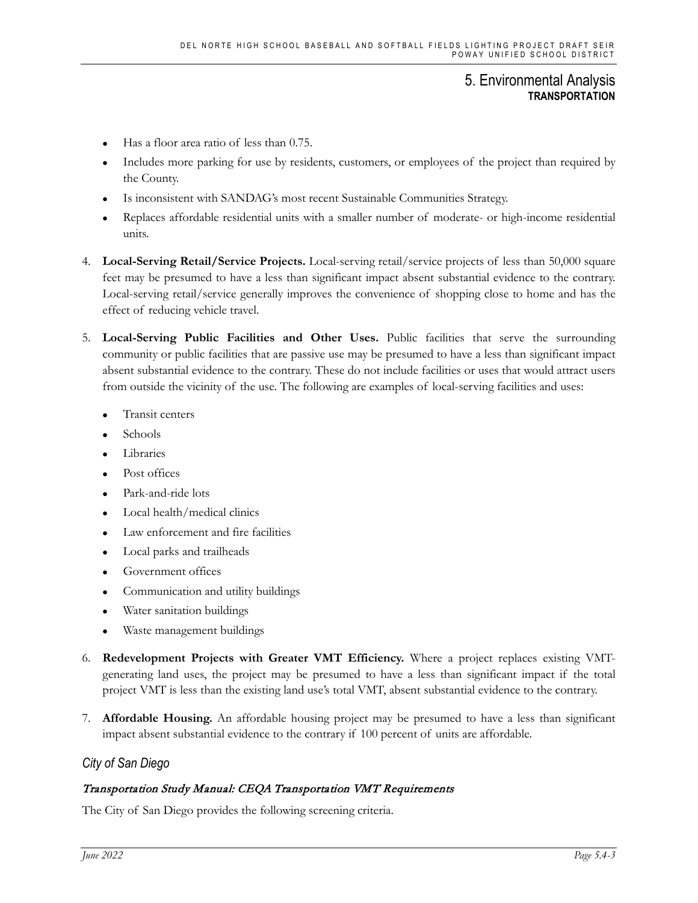- Has a floor area ratio of less than 0.75.
- Includes more parking for use by residents, customers, or employees of the project than required by the County.
- Is inconsistent with SANDAG's most recent Sustainable Communities Strategy.
- Replaces affordable residential units with a smaller number of moderate- or high-income residential units.

4. **Local-Serving Retail/Service Projects.** Local-serving retail/service projects of less than 50,000 square feet may be presumed to have a less than significant impact absent substantial evidence to the contrary. Local-serving retail/service generally improves the convenience of shopping close to home and has the effect of reducing vehicle travel.

5. **Local-Serving Public Facilities and Other Uses.** Public facilities that serve the surrounding community or public facilities that are passive use may be presumed to have a less than significant impact absent substantial evidence to the contrary. These do not include facilities or uses that would attract users from outside the vicinity of the use. The following are examples of local-serving facilities and uses:

   - Transit centers
   - Schools
   - Libraries
   - Post offices
   - Park-and-ride lots
   - Local health/medical clinics
   - Law enforcement and fire facilities
   - Local parks and trailheads
   - Government offices
   - Communication and utility buildings
   - Water sanitation buildings
   - Waste management buildings

6. **Redevelopment Projects with Greater VMT Efficiency.** Where a project replaces existing VMT-generating land uses, the project may be presumed to have a less than significant impact if the total project VMT is less than the existing land use's total VMT, absent substantial evidence to the contrary.

7. **Affordable Housing.** An affordable housing project may be presumed to have a less than significant impact absent substantial evidence to the contrary if 100 percent of units are affordable.

### *City of San Diego*

#### *Transportation Study Manual: CEQA Transportation VMT Requirements*

The City of San Diego provides the following screening criteria.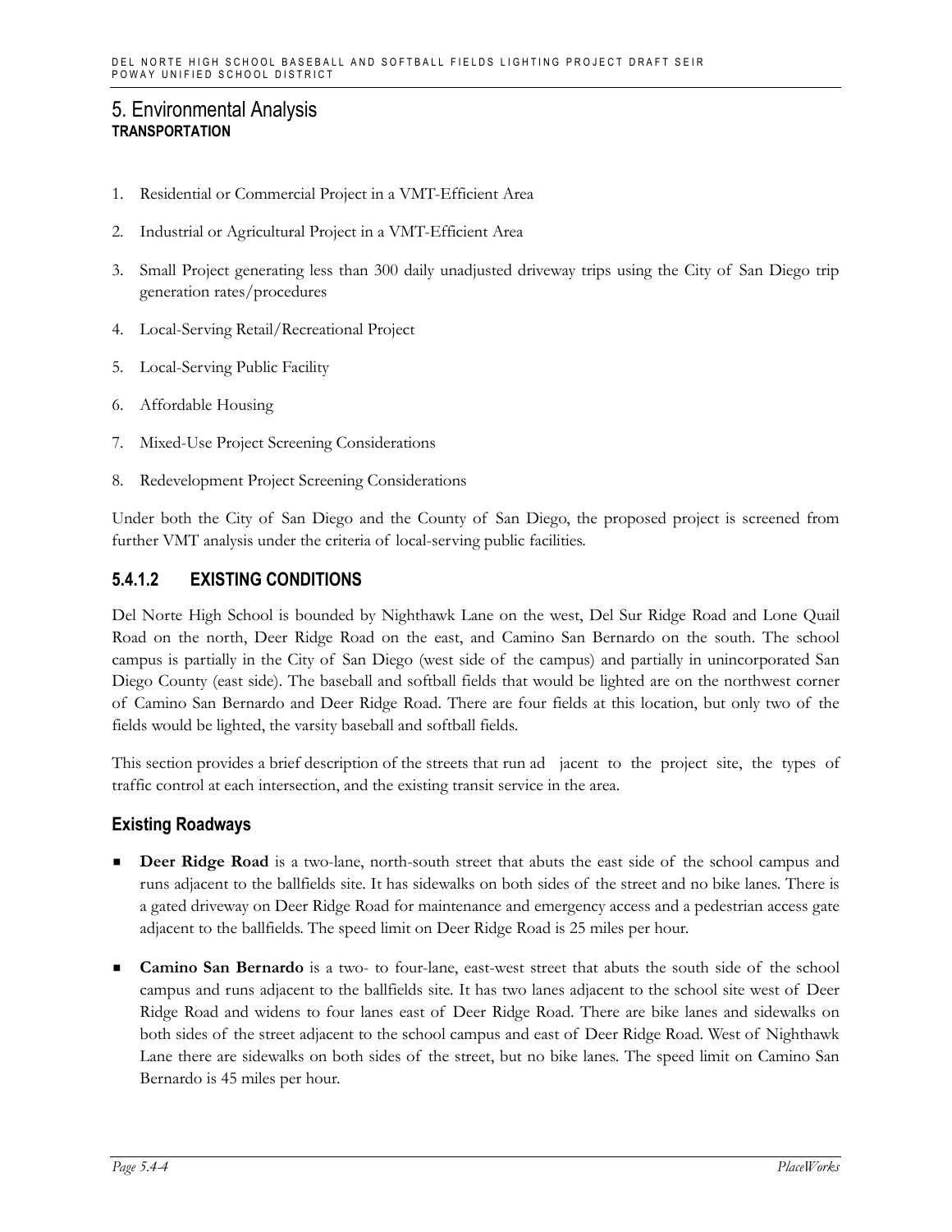1. Residential or Commercial Project in a VMT-Efficient Area
2. Industrial or Agricultural Project in a VMT-Efficient Area
3. Small Project generating less than 300 daily unadjusted driveway trips using the City of San Diego trip generation rates/procedures
4. Local-Serving Retail/Recreational Project
5. Local-Serving Public Facility
6. Affordable Housing
7. Mixed-Use Project Screening Considerations
8. Redevelopment Project Screening Considerations

Under both the City of San Diego and the County of San Diego, the proposed project is screened from further VMT analysis under the criteria of local-serving public facilities.

### 5.4.1.2 EXISTING CONDITIONS

Del Norte High School is bounded by Nighthawk Lane on the west, Del Sur Ridge Road and Lone Quail Road on the north, Deer Ridge Road on the east, and Camino San Bernardo on the south. The school campus is partially in the City of San Diego (west side of the campus) and partially in unincorporated San Diego County (east side). The baseball and softball fields that would be lighted are on the northwest corner of Camino San Bernardo and Deer Ridge Road. There are four fields at this location, but only two of the fields would be lighted, the varsity baseball and softball fields.

This section provides a brief description of the streets that run adjacent to the project site, the types of traffic control at each intersection, and the existing transit service in the area.

## Existing Roadways

- **Deer Ridge Road** is a two-lane, north-south street that abuts the east side of the school campus and runs adjacent to the ballfields site. It has sidewalks on both sides of the street and no bike lanes. There is a gated driveway on Deer Ridge Road for maintenance and emergency access and a pedestrian access gate adjacent to the ballfields. The speed limit on Deer Ridge Road is 25 miles per hour.
- **Camino San Bernardo** is a two- to four-lane, east-west street that abuts the south side of the school campus and runs adjacent to the ballfields site. It has two lanes adjacent to the school site west of Deer Ridge Road and widens to four lanes east of Deer Ridge Road. There are bike lanes and sidewalks on both sides of the street adjacent to the school campus and east of Deer Ridge Road. West of Nighthawk Lane there are sidewalks on both sides of the street, but no bike lanes. The speed limit on Camino San Bernardo is 45 miles per hour.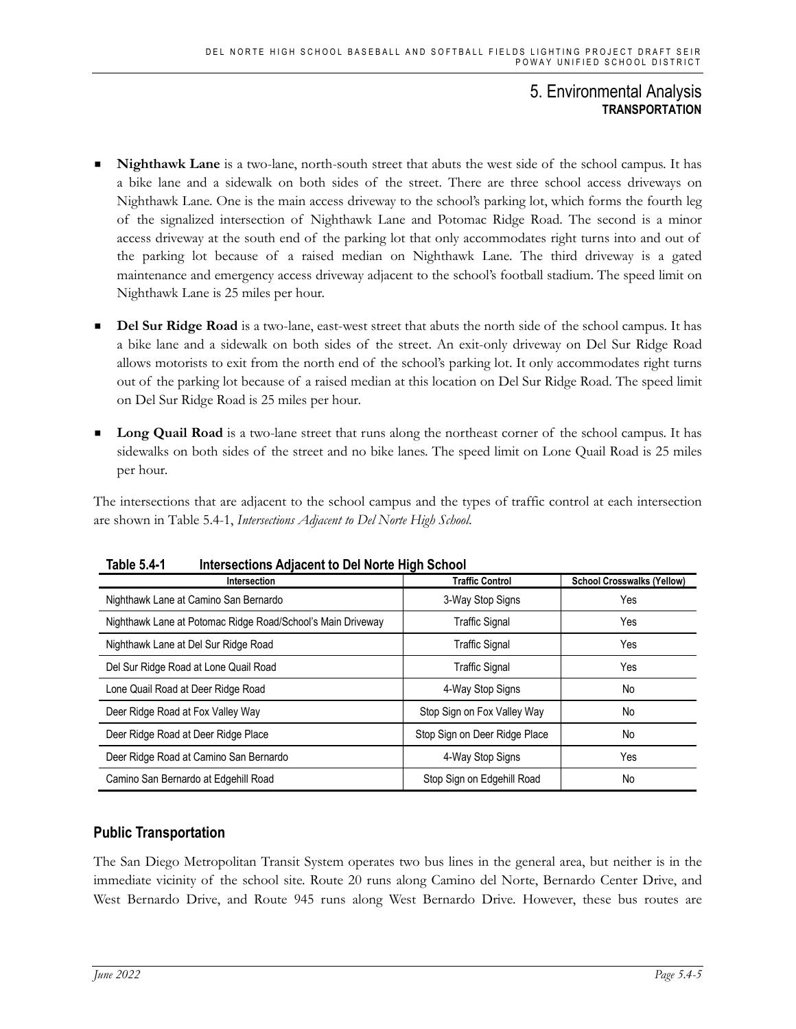- **Nighthawk Lane** is a two-lane, north-south street that abuts the west side of the school campus. It has a bike lane and a sidewalk on both sides of the street. There are three school access driveways on Nighthawk Lane. One is the main access driveway to the school's parking lot, which forms the fourth leg of the signalized intersection of Nighthawk Lane and Potomac Ridge Road. The second is a minor access driveway at the south end of the parking lot that only accommodates right turns into and out of the parking lot because of a raised median on Nighthawk Lane. The third driveway is a gated maintenance and emergency access driveway adjacent to the school's football stadium. The speed limit on Nighthawk Lane is 25 miles per hour.
- **Del Sur Ridge Road** is a two-lane, east-west street that abuts the north side of the school campus. It has a bike lane and a sidewalk on both sides of the street. An exit-only driveway on Del Sur Ridge Road allows motorists to exit from the north end of the school's parking lot. It only accommodates right turns out of the parking lot because of a raised median at this location on Del Sur Ridge Road. The speed limit on Del Sur Ridge Road is 25 miles per hour.
- **Long Quail Road** is a two-lane street that runs along the northeast corner of the school campus. It has sidewalks on both sides of the street and no bike lanes. The speed limit on Lone Quail Road is 25 miles per hour.

The intersections that are adjacent to the school campus and the types of traffic control at each intersection are shown in Table 5.4-1, *Intersections Adjacent to Del Norte High School*.

**Table 5.4-1 Intersections Adjacent to Del Norte High School**

| Intersection | Traffic Control | School Crosswalks (Yellow) |
|---|---|---|
| Nighthawk Lane at Camino San Bernardo | 3-Way Stop Signs | Yes |
| Nighthawk Lane at Potomac Ridge Road/School's Main Driveway | Traffic Signal | Yes |
| Nighthawk Lane at Del Sur Ridge Road | Traffic Signal | Yes |
| Del Sur Ridge Road at Lone Quail Road | Traffic Signal | Yes |
| Lone Quail Road at Deer Ridge Road | 4-Way Stop Signs | No |
| Deer Ridge Road at Fox Valley Way | Stop Sign on Fox Valley Way | No |
| Deer Ridge Road at Deer Ridge Place | Stop Sign on Deer Ridge Place | No |
| Deer Ridge Road at Camino San Bernardo | 4-Way Stop Signs | Yes |
| Camino San Bernardo at Edgehill Road | Stop Sign on Edgehill Road | No |

## Public Transportation

The San Diego Metropolitan Transit System operates two bus lines in the general area, but neither is in the immediate vicinity of the school site. Route 20 runs along Camino del Norte, Bernardo Center Drive, and West Bernardo Drive, and Route 945 runs along West Bernardo Drive. However, these bus routes are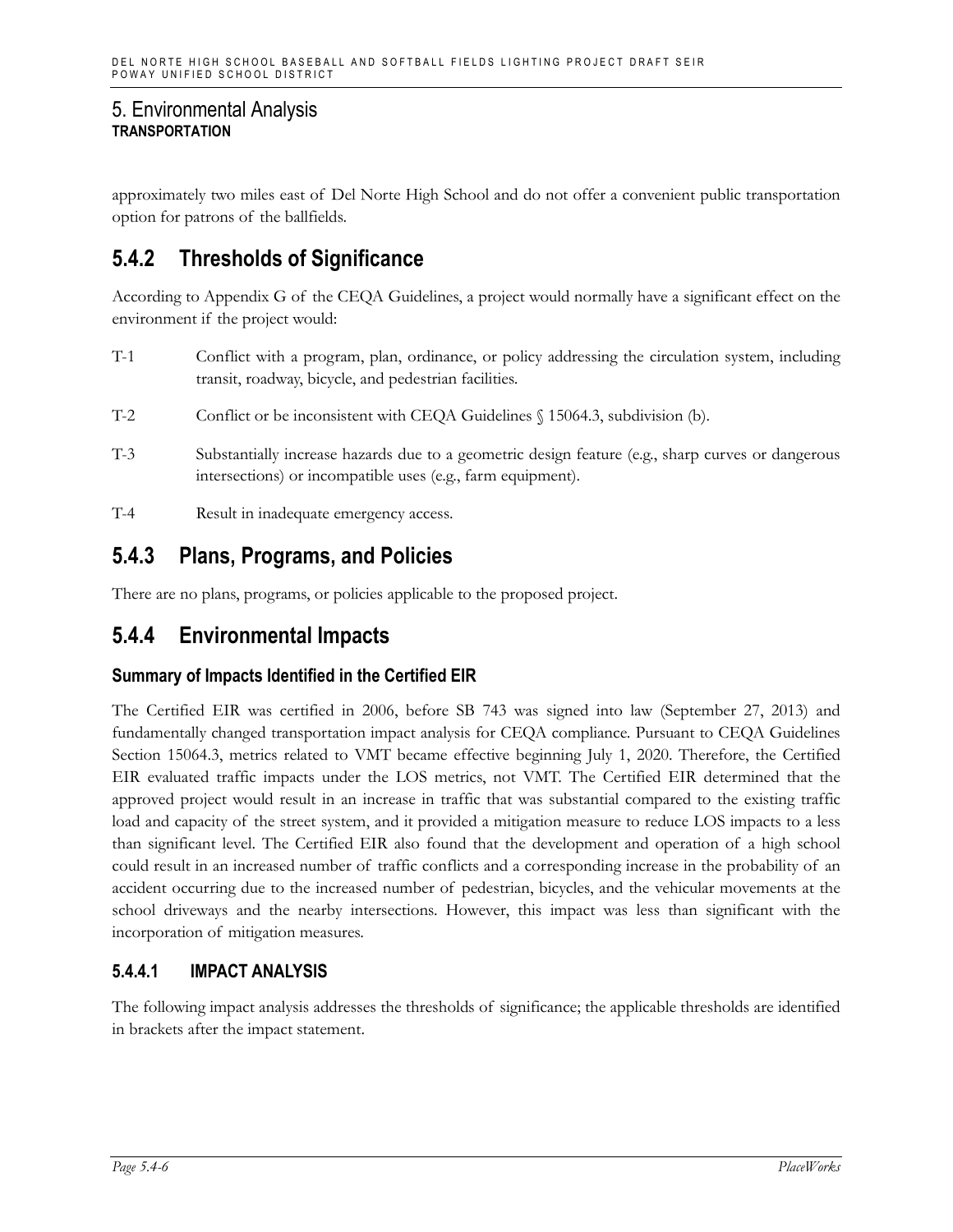approximately two miles east of Del Norte High School and do not offer a convenient public transportation option for patrons of the ballfields.

## 5.4.2 Thresholds of Significance

According to Appendix G of the CEQA Guidelines, a project would normally have a significant effect on the environment if the project would:

- T-1 Conflict with a program, plan, ordinance, or policy addressing the circulation system, including transit, roadway, bicycle, and pedestrian facilities.
- T-2 Conflict or be inconsistent with CEQA Guidelines § 15064.3, subdivision (b).
- T-3 Substantially increase hazards due to a geometric design feature (e.g., sharp curves or dangerous intersections) or incompatible uses (e.g., farm equipment).
- T-4 Result in inadequate emergency access.

## 5.4.3 Plans, Programs, and Policies

There are no plans, programs, or policies applicable to the proposed project.

## 5.4.4 Environmental Impacts

### Summary of Impacts Identified in the Certified EIR

The Certified EIR was certified in 2006, before SB 743 was signed into law (September 27, 2013) and fundamentally changed transportation impact analysis for CEQA compliance. Pursuant to CEQA Guidelines Section 15064.3, metrics related to VMT became effective beginning July 1, 2020. Therefore, the Certified EIR evaluated traffic impacts under the LOS metrics, not VMT. The Certified EIR determined that the approved project would result in an increase in traffic that was substantial compared to the existing traffic load and capacity of the street system, and it provided a mitigation measure to reduce LOS impacts to a less than significant level. The Certified EIR also found that the development and operation of a high school could result in an increased number of traffic conflicts and a corresponding increase in the probability of an accident occurring due to the increased number of pedestrian, bicycles, and the vehicular movements at the school driveways and the nearby intersections. However, this impact was less than significant with the incorporation of mitigation measures.

### 5.4.4.1 IMPACT ANALYSIS

The following impact analysis addresses the thresholds of significance; the applicable thresholds are identified in brackets after the impact statement.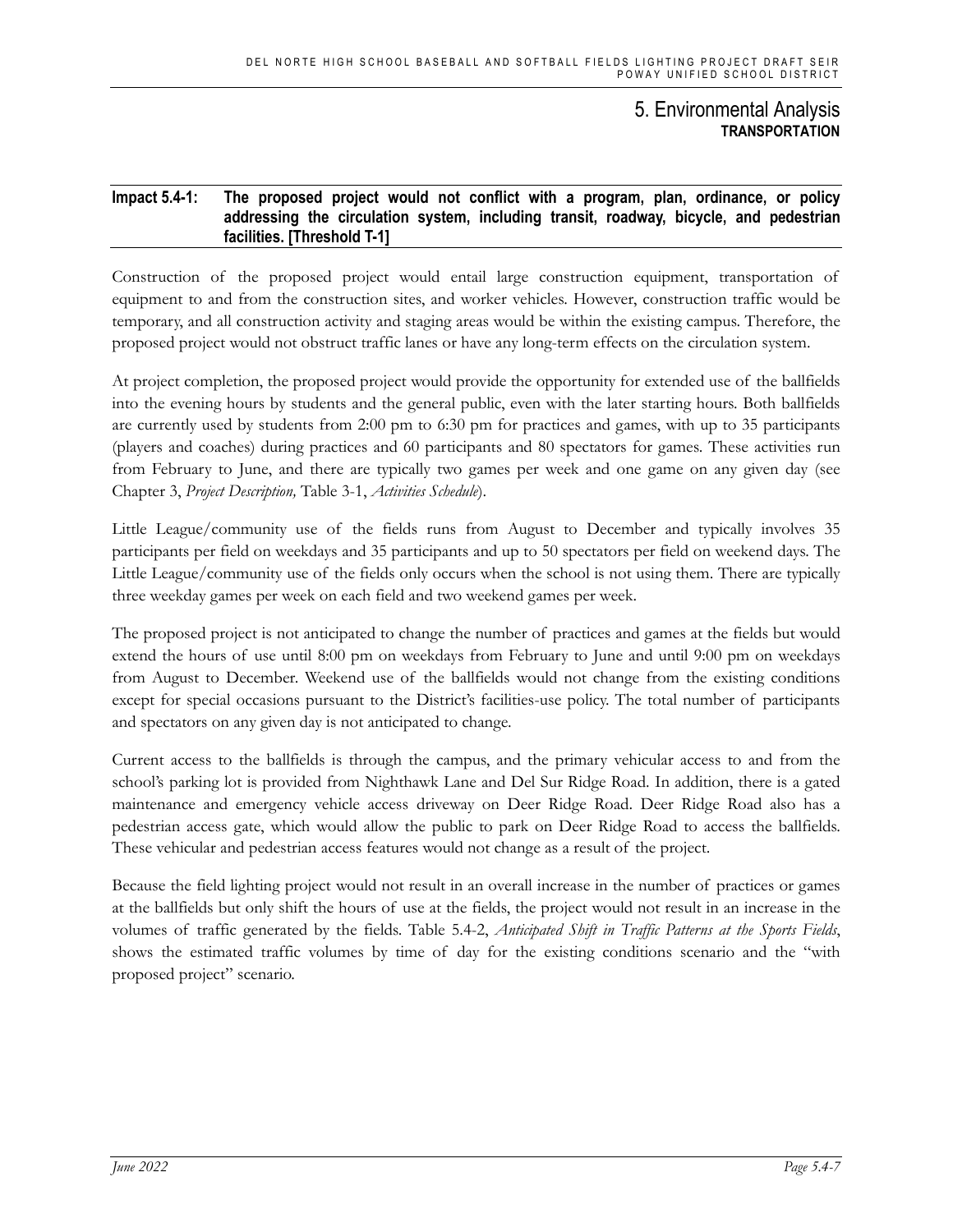# 5. Environmental Analysis

## TRANSPORTATION

**Impact 5.4-1: The proposed project would not conflict with a program, plan, ordinance, or policy addressing the circulation system, including transit, roadway, bicycle, and pedestrian facilities. [Threshold T-1]**

Construction of the proposed project would entail large construction equipment, transportation of equipment to and from the construction sites, and worker vehicles. However, construction traffic would be temporary, and all construction activity and staging areas would be within the existing campus. Therefore, the proposed project would not obstruct traffic lanes or have any long-term effects on the circulation system.

At project completion, the proposed project would provide the opportunity for extended use of the ballfields into the evening hours by students and the general public, even with the later starting hours. Both ballfields are currently used by students from 2:00 pm to 6:30 pm for practices and games, with up to 35 participants (players and coaches) during practices and 60 participants and 80 spectators for games. These activities run from February to June, and there are typically two games per week and one game on any given day (see Chapter 3, *Project Description,* Table 3-1, *Activities Schedule*).

Little League/community use of the fields runs from August to December and typically involves 35 participants per field on weekdays and 35 participants and up to 50 spectators per field on weekend days. The Little League/community use of the fields only occurs when the school is not using them. There are typically three weekday games per week on each field and two weekend games per week.

The proposed project is not anticipated to change the number of practices and games at the fields but would extend the hours of use until 8:00 pm on weekdays from February to June and until 9:00 pm on weekdays from August to December. Weekend use of the ballfields would not change from the existing conditions except for special occasions pursuant to the District's facilities-use policy. The total number of participants and spectators on any given day is not anticipated to change.

Current access to the ballfields is through the campus, and the primary vehicular access to and from the school's parking lot is provided from Nighthawk Lane and Del Sur Ridge Road. In addition, there is a gated maintenance and emergency vehicle access driveway on Deer Ridge Road. Deer Ridge Road also has a pedestrian access gate, which would allow the public to park on Deer Ridge Road to access the ballfields. These vehicular and pedestrian access features would not change as a result of the project.

Because the field lighting project would not result in an overall increase in the number of practices or games at the ballfields but only shift the hours of use at the fields, the project would not result in an increase in the volumes of traffic generated by the fields. Table 5.4-2, *Anticipated Shift in Traffic Patterns at the Sports Fields*, shows the estimated traffic volumes by time of day for the existing conditions scenario and the "with proposed project" scenario.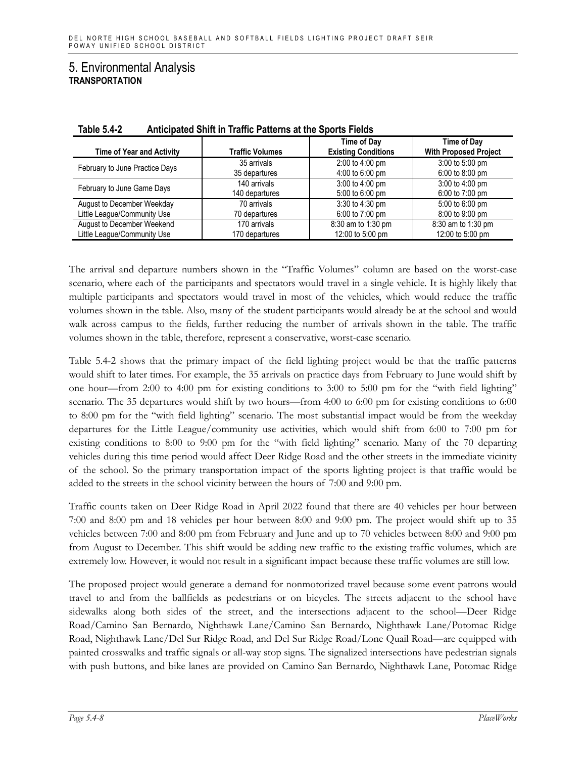# 5. Environmental Analysis

**TRANSPORTATION**

**Table 5.4-2 Anticipated Shift in Traffic Patterns at the Sports Fields**

| Time of Year and Activity | Traffic Volumes | Time of Day Existing Conditions | Time of Day With Proposed Project |
|---|---|---|---|
| February to June Practice Days | 35 arrivals<br>35 departures | 2:00 to 4:00 pm<br>4:00 to 6:00 pm | 3:00 to 5:00 pm<br>6:00 to 8:00 pm |
| February to June Game Days | 140 arrivals<br>140 departures | 3:00 to 4:00 pm<br>5:00 to 6:00 pm | 3:00 to 4:00 pm<br>6:00 to 7:00 pm |
| August to December Weekday Little League/Community Use | 70 arrivals<br>70 departures | 3:30 to 4:30 pm<br>6:00 to 7:00 pm | 5:00 to 6:00 pm<br>8:00 to 9:00 pm |
| August to December Weekend Little League/Community Use | 170 arrivals<br>170 departures | 8:30 am to 1:30 pm<br>12:00 to 5:00 pm | 8:30 am to 1:30 pm<br>12:00 to 5:00 pm |

The arrival and departure numbers shown in the "Traffic Volumes" column are based on the worst-case scenario, where each of the participants and spectators would travel in a single vehicle. It is highly likely that multiple participants and spectators would travel in most of the vehicles, which would reduce the traffic volumes shown in the table. Also, many of the student participants would already be at the school and would walk across campus to the fields, further reducing the number of arrivals shown in the table. The traffic volumes shown in the table, therefore, represent a conservative, worst-case scenario.

Table 5.4-2 shows that the primary impact of the field lighting project would be that the traffic patterns would shift to later times. For example, the 35 arrivals on practice days from February to June would shift by one hour—from 2:00 to 4:00 pm for existing conditions to 3:00 to 5:00 pm for the "with field lighting" scenario. The 35 departures would shift by two hours—from 4:00 to 6:00 pm for existing conditions to 6:00 to 8:00 pm for the "with field lighting" scenario. The most substantial impact would be from the weekday departures for the Little League/community use activities, which would shift from 6:00 to 7:00 pm for existing conditions to 8:00 to 9:00 pm for the "with field lighting" scenario. Many of the 70 departing vehicles during this time period would affect Deer Ridge Road and the other streets in the immediate vicinity of the school. So the primary transportation impact of the sports lighting project is that traffic would be added to the streets in the school vicinity between the hours of 7:00 and 9:00 pm.

Traffic counts taken on Deer Ridge Road in April 2022 found that there are 40 vehicles per hour between 7:00 and 8:00 pm and 18 vehicles per hour between 8:00 and 9:00 pm. The project would shift up to 35 vehicles between 7:00 and 8:00 pm from February and June and up to 70 vehicles between 8:00 and 9:00 pm from August to December. This shift would be adding new traffic to the existing traffic volumes, which are extremely low. However, it would not result in a significant impact because these traffic volumes are still low.

The proposed project would generate a demand for nonmotorized travel because some event patrons would travel to and from the ballfields as pedestrians or on bicycles. The streets adjacent to the school have sidewalks along both sides of the street, and the intersections adjacent to the school—Deer Ridge Road/Camino San Bernardo, Nighthawk Lane/Camino San Bernardo, Nighthawk Lane/Potomac Ridge Road, Nighthawk Lane/Del Sur Ridge Road, and Del Sur Ridge Road/Lone Quail Road—are equipped with painted crosswalks and traffic signals or all-way stop signs. The signalized intersections have pedestrian signals with push buttons, and bike lanes are provided on Camino San Bernardo, Nighthawk Lane, Potomac Ridge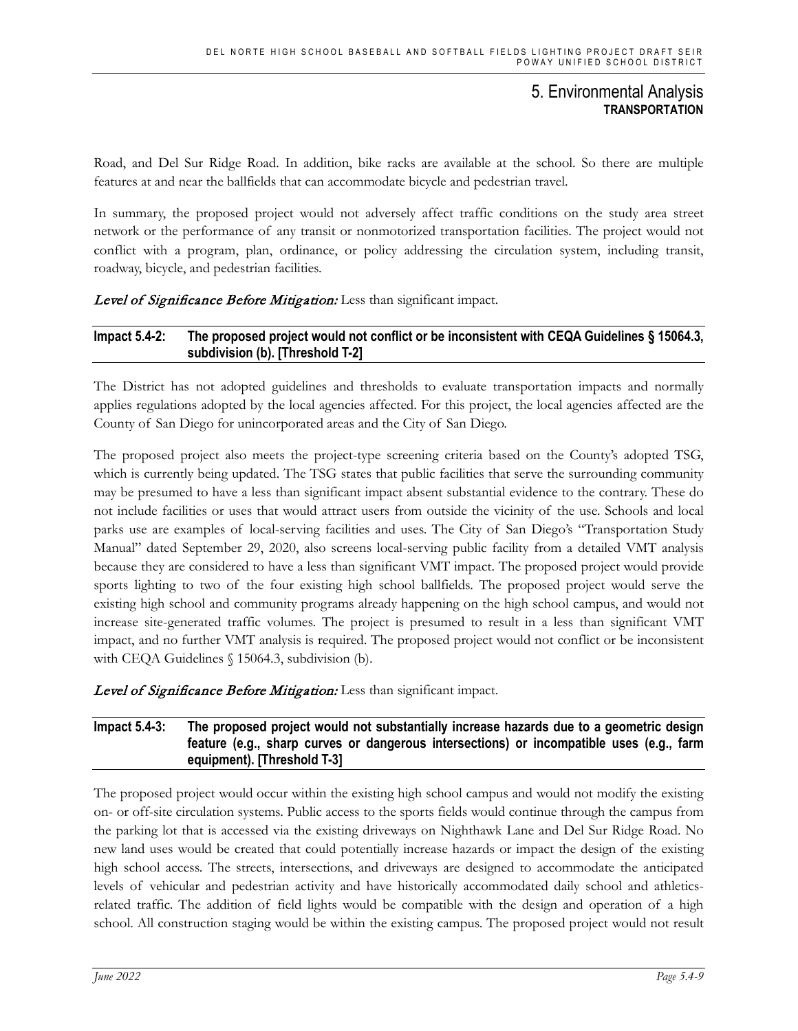Road, and Del Sur Ridge Road. In addition, bike racks are available at the school. So there are multiple features at and near the ballfields that can accommodate bicycle and pedestrian travel.

In summary, the proposed project would not adversely affect traffic conditions on the study area street network or the performance of any transit or nonmotorized transportation facilities. The project would not conflict with a program, plan, ordinance, or policy addressing the circulation system, including transit, roadway, bicycle, and pedestrian facilities.

*Level of Significance Before Mitigation:* Less than significant impact.

**Impact 5.4-2: The proposed project would not conflict or be inconsistent with CEQA Guidelines § 15064.3, subdivision (b). [Threshold T-2]**

The District has not adopted guidelines and thresholds to evaluate transportation impacts and normally applies regulations adopted by the local agencies affected. For this project, the local agencies affected are the County of San Diego for unincorporated areas and the City of San Diego.

The proposed project also meets the project-type screening criteria based on the County's adopted TSG, which is currently being updated. The TSG states that public facilities that serve the surrounding community may be presumed to have a less than significant impact absent substantial evidence to the contrary. These do not include facilities or uses that would attract users from outside the vicinity of the use. Schools and local parks use are examples of local-serving facilities and uses. The City of San Diego's "Transportation Study Manual" dated September 29, 2020, also screens local-serving public facility from a detailed VMT analysis because they are considered to have a less than significant VMT impact. The proposed project would provide sports lighting to two of the four existing high school ballfields. The proposed project would serve the existing high school and community programs already happening on the high school campus, and would not increase site-generated traffic volumes. The project is presumed to result in a less than significant VMT impact, and no further VMT analysis is required. The proposed project would not conflict or be inconsistent with CEQA Guidelines § 15064.3, subdivision (b).

*Level of Significance Before Mitigation:* Less than significant impact.

**Impact 5.4-3: The proposed project would not substantially increase hazards due to a geometric design feature (e.g., sharp curves or dangerous intersections) or incompatible uses (e.g., farm equipment). [Threshold T-3]**

The proposed project would occur within the existing high school campus and would not modify the existing on- or off-site circulation systems. Public access to the sports fields would continue through the campus from the parking lot that is accessed via the existing driveways on Nighthawk Lane and Del Sur Ridge Road. No new land uses would be created that could potentially increase hazards or impact the design of the existing high school access. The streets, intersections, and driveways are designed to accommodate the anticipated levels of vehicular and pedestrian activity and have historically accommodated daily school and athletics-related traffic. The addition of field lights would be compatible with the design and operation of a high school. All construction staging would be within the existing campus. The proposed project would not result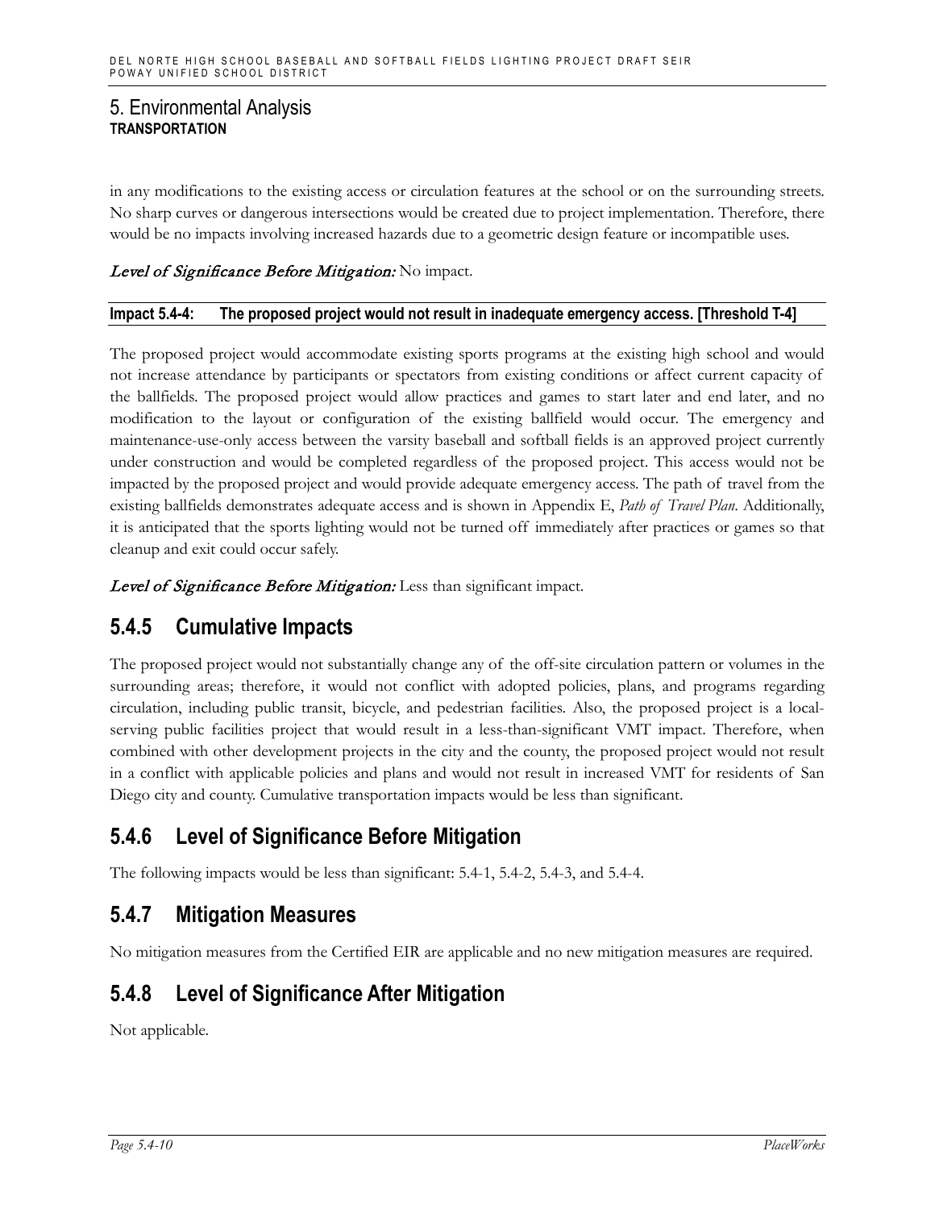in any modifications to the existing access or circulation features at the school or on the surrounding streets. No sharp curves or dangerous intersections would be created due to project implementation. Therefore, there would be no impacts involving increased hazards due to a geometric design feature or incompatible uses.

*Level of Significance Before Mitigation:* No impact.

**Impact 5.4-4: The proposed project would not result in inadequate emergency access. [Threshold T-4]**

The proposed project would accommodate existing sports programs at the existing high school and would not increase attendance by participants or spectators from existing conditions or affect current capacity of the ballfields. The proposed project would allow practices and games to start later and end later, and no modification to the layout or configuration of the existing ballfield would occur. The emergency and maintenance-use-only access between the varsity baseball and softball fields is an approved project currently under construction and would be completed regardless of the proposed project. This access would not be impacted by the proposed project and would provide adequate emergency access. The path of travel from the existing ballfields demonstrates adequate access and is shown in Appendix E, *Path of Travel Plan*. Additionally, it is anticipated that the sports lighting would not be turned off immediately after practices or games so that cleanup and exit could occur safely.

*Level of Significance Before Mitigation:* Less than significant impact.

## 5.4.5 Cumulative Impacts

The proposed project would not substantially change any of the off-site circulation pattern or volumes in the surrounding areas; therefore, it would not conflict with adopted policies, plans, and programs regarding circulation, including public transit, bicycle, and pedestrian facilities. Also, the proposed project is a local-serving public facilities project that would result in a less-than-significant VMT impact. Therefore, when combined with other development projects in the city and the county, the proposed project would not result in a conflict with applicable policies and plans and would not result in increased VMT for residents of San Diego city and county. Cumulative transportation impacts would be less than significant.

## 5.4.6 Level of Significance Before Mitigation

The following impacts would be less than significant: 5.4-1, 5.4-2, 5.4-3, and 5.4-4.

## 5.4.7 Mitigation Measures

No mitigation measures from the Certified EIR are applicable and no new mitigation measures are required.

## 5.4.8 Level of Significance After Mitigation

Not applicable.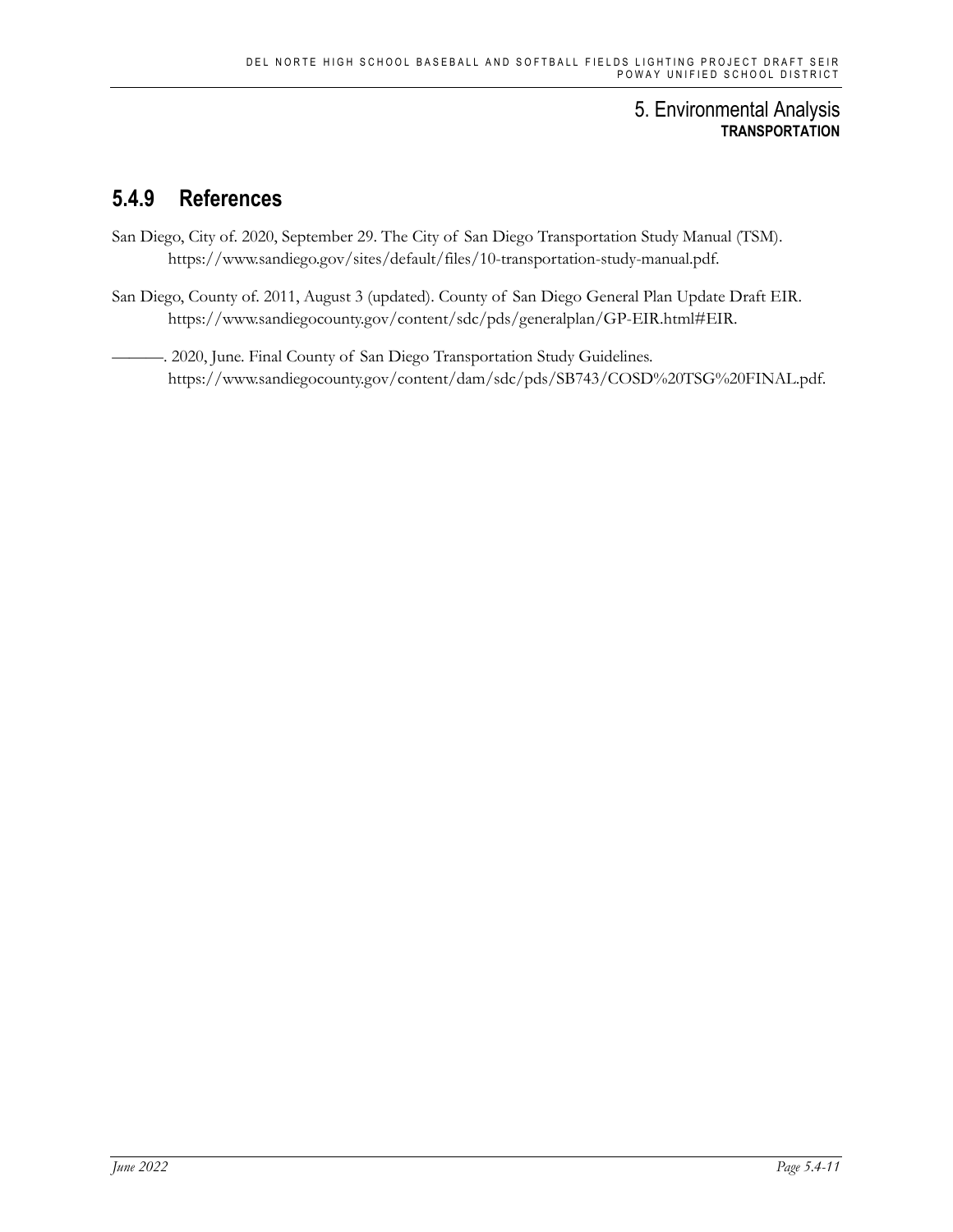## 5.4.9 References

San Diego, City of. 2020, September 29. The City of San Diego Transportation Study Manual (TSM). https://www.sandiego.gov/sites/default/files/10-transportation-study-manual.pdf.

San Diego, County of. 2011, August 3 (updated). County of San Diego General Plan Update Draft EIR. https://www.sandiegocounty.gov/content/sdc/pds/generalplan/GP-EIR.html#EIR.

———. 2020, June. Final County of San Diego Transportation Study Guidelines. https://www.sandiegocounty.gov/content/dam/sdc/pds/SB743/COSD%20TSG%20FINAL.pdf.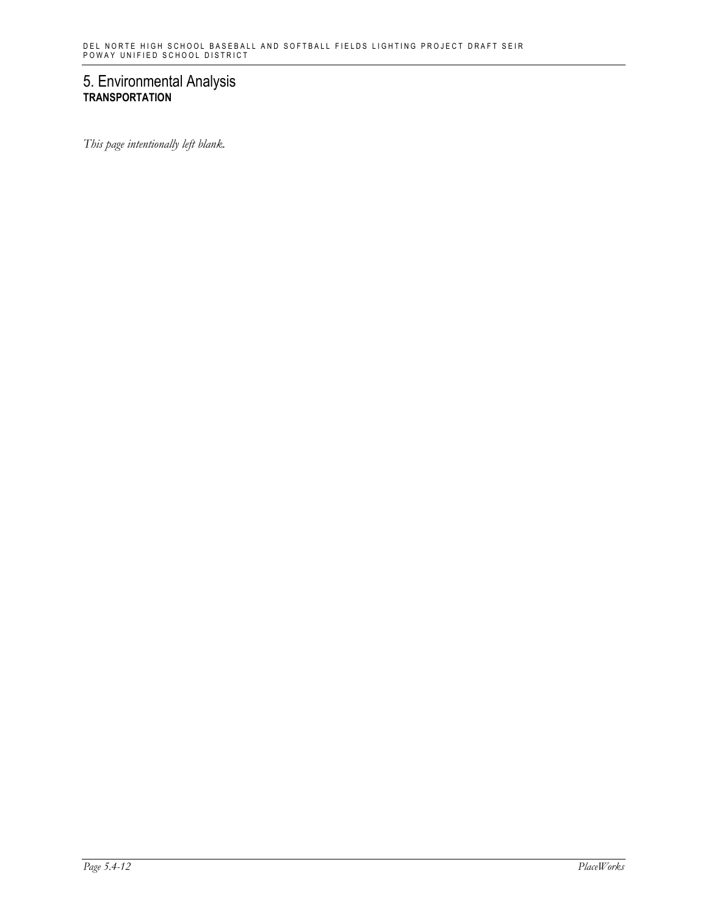# 5. Environmental Analysis

## TRANSPORTATION

*This page intentionally left blank.*